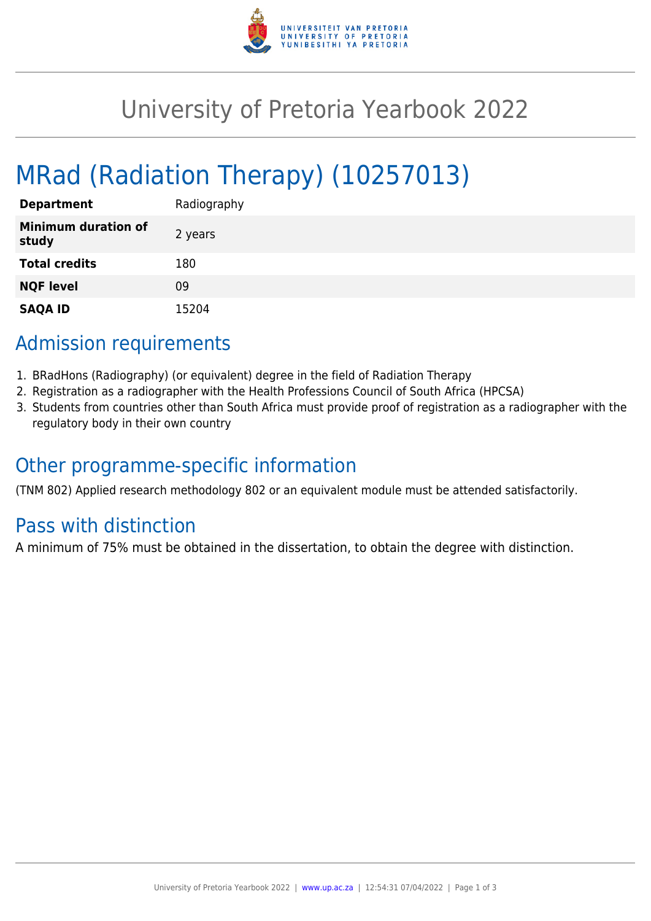# University of Pretoria Yearbook 2022

# MRad (Radiation Therapy) (10257013)

| | |
|---|---|
| **Department** | Radiography |
| **Minimum duration of study** | 2 years |
| **Total credits** | 180 |
| **NQF level** | 09 |
| **SAQA ID** | 15204 |

## Admission requirements

1. BRadHons (Radiography) (or equivalent) degree in the field of Radiation Therapy
2. Registration as a radiographer with the Health Professions Council of South Africa (HPCSA)
3. Students from countries other than South Africa must provide proof of registration as a radiographer with the regulatory body in their own country

## Other programme-specific information

(TNM 802) Applied research methodology 802 or an equivalent module must be attended satisfactorily.

## Pass with distinction

A minimum of 75% must be obtained in the dissertation, to obtain the degree with distinction.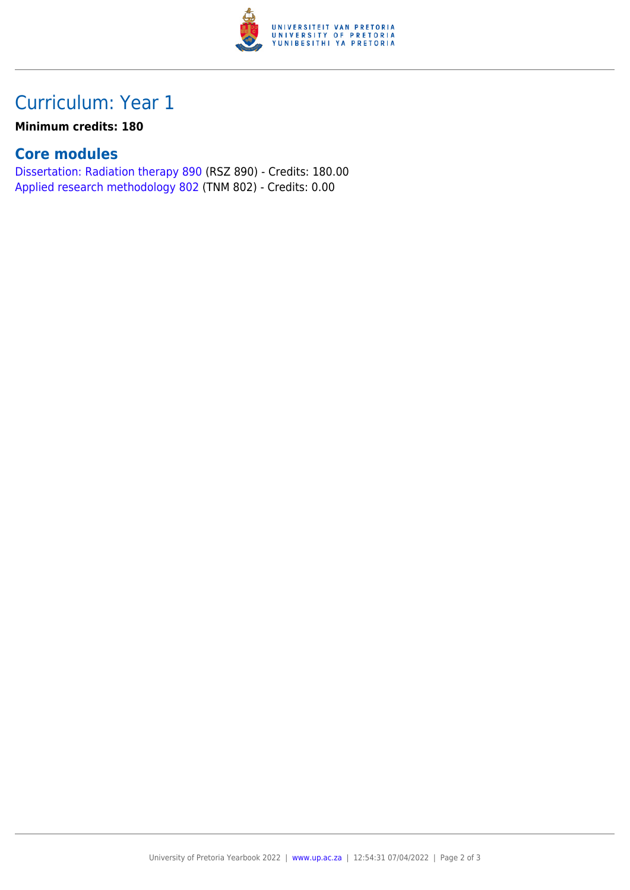# Curriculum: Year 1

**Minimum credits: 180**

## Core modules

Dissertation: Radiation therapy 890 (RSZ 890) - Credits: 180.00
Applied research methodology 802 (TNM 802) - Credits: 0.00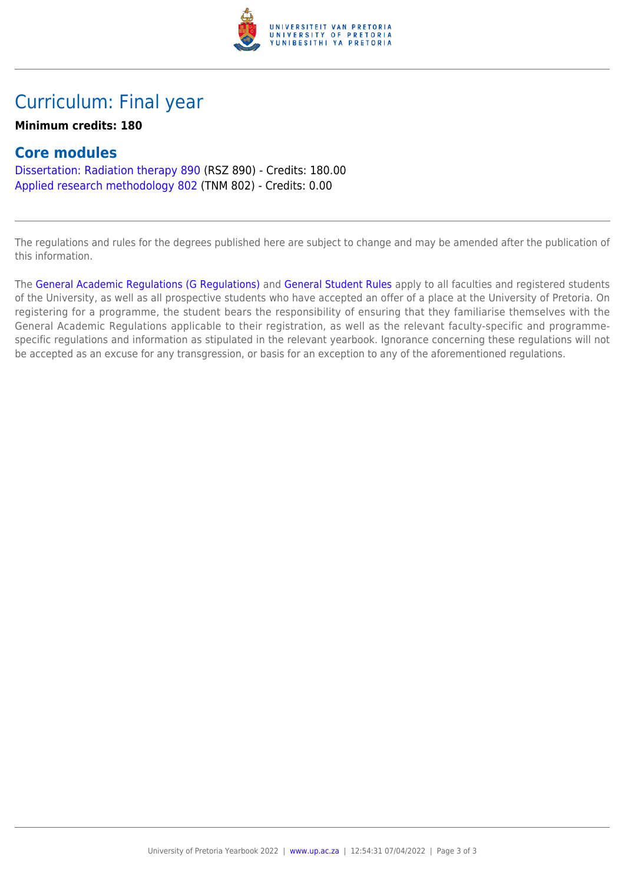## Curriculum: Final year

**Minimum credits: 180**

### Core modules

Dissertation: Radiation therapy 890 (RSZ 890) - Credits: 180.00
Applied research methodology 802 (TNM 802) - Credits: 0.00

The regulations and rules for the degrees published here are subject to change and may be amended after the publication of this information.

The General Academic Regulations (G Regulations) and General Student Rules apply to all faculties and registered students of the University, as well as all prospective students who have accepted an offer of a place at the University of Pretoria. On registering for a programme, the student bears the responsibility of ensuring that they familiarise themselves with the General Academic Regulations applicable to their registration, as well as the relevant faculty-specific and programme-specific regulations and information as stipulated in the relevant yearbook. Ignorance concerning these regulations will not be accepted as an excuse for any transgression, or basis for an exception to any of the aforementioned regulations.